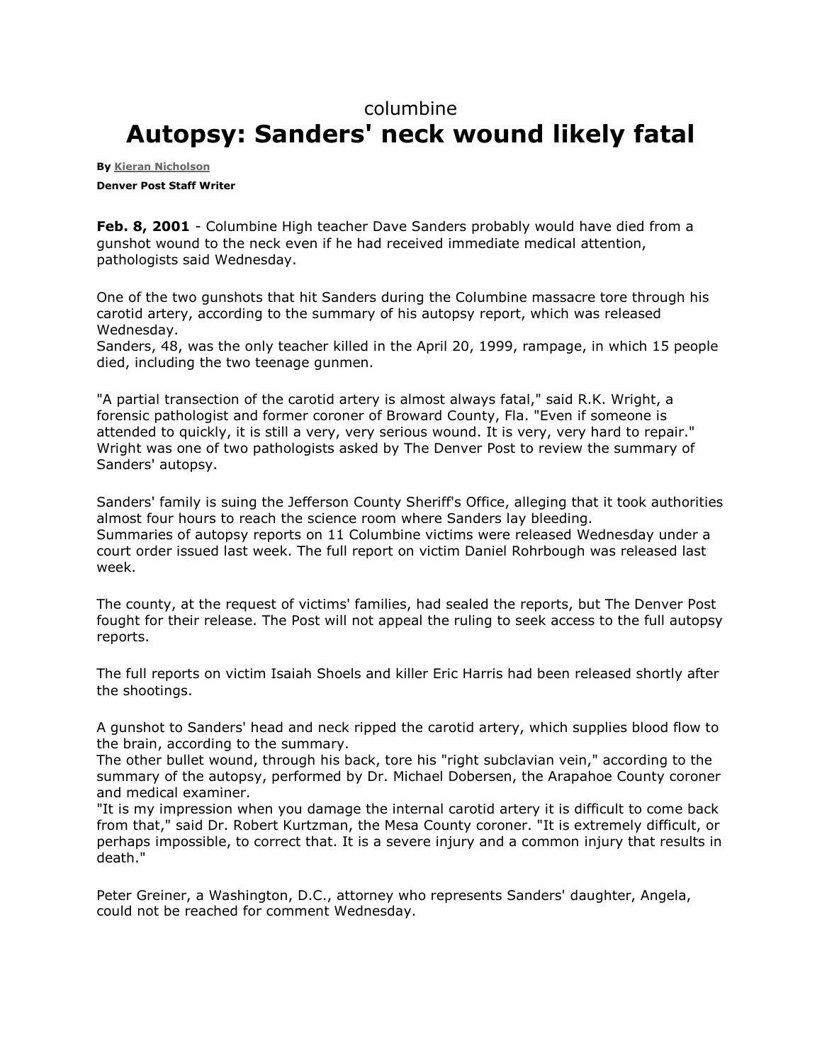columbine

# Autopsy: Sanders' neck wound likely fatal

**By Kieran Nicholson**

**Denver Post Staff Writer**

**Feb. 8, 2001** - Columbine High teacher Dave Sanders probably would have died from a gunshot wound to the neck even if he had received immediate medical attention, pathologists said Wednesday.

One of the two gunshots that hit Sanders during the Columbine massacre tore through his carotid artery, according to the summary of his autopsy report, which was released Wednesday.
Sanders, 48, was the only teacher killed in the April 20, 1999, rampage, in which 15 people died, including the two teenage gunmen.

"A partial transection of the carotid artery is almost always fatal," said R.K. Wright, a forensic pathologist and former coroner of Broward County, Fla. "Even if someone is attended to quickly, it is still a very, very serious wound. It is very, very hard to repair." Wright was one of two pathologists asked by The Denver Post to review the summary of Sanders' autopsy.

Sanders' family is suing the Jefferson County Sheriff's Office, alleging that it took authorities almost four hours to reach the science room where Sanders lay bleeding.
Summaries of autopsy reports on 11 Columbine victims were released Wednesday under a court order issued last week. The full report on victim Daniel Rohrbough was released last week.

The county, at the request of victims' families, had sealed the reports, but The Denver Post fought for their release. The Post will not appeal the ruling to seek access to the full autopsy reports.

The full reports on victim Isaiah Shoels and killer Eric Harris had been released shortly after the shootings.

A gunshot to Sanders' head and neck ripped the carotid artery, which supplies blood flow to the brain, according to the summary.
The other bullet wound, through his back, tore his "right subclavian vein," according to the summary of the autopsy, performed by Dr. Michael Dobersen, the Arapahoe County coroner and medical examiner.
"It is my impression when you damage the internal carotid artery it is difficult to come back from that," said Dr. Robert Kurtzman, the Mesa County coroner. "It is extremely difficult, or perhaps impossible, to correct that. It is a severe injury and a common injury that results in death."

Peter Greiner, a Washington, D.C., attorney who represents Sanders' daughter, Angela, could not be reached for comment Wednesday.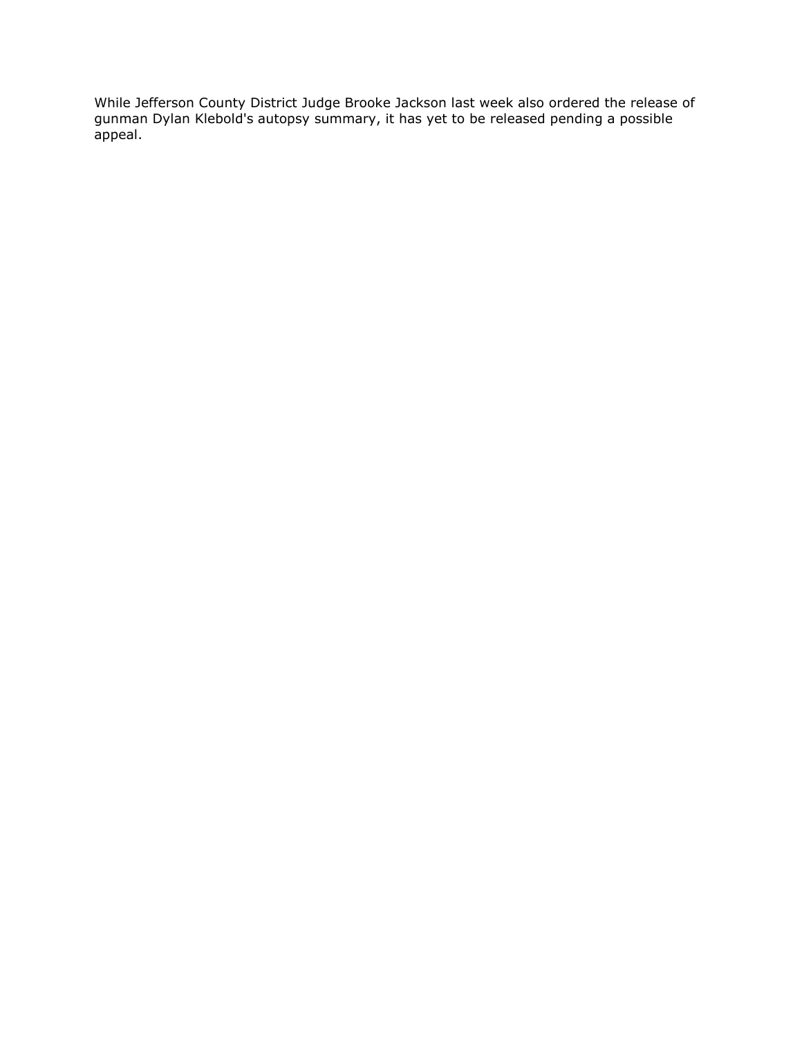While Jefferson County District Judge Brooke Jackson last week also ordered the release of gunman Dylan Klebold's autopsy summary, it has yet to be released pending a possible appeal.